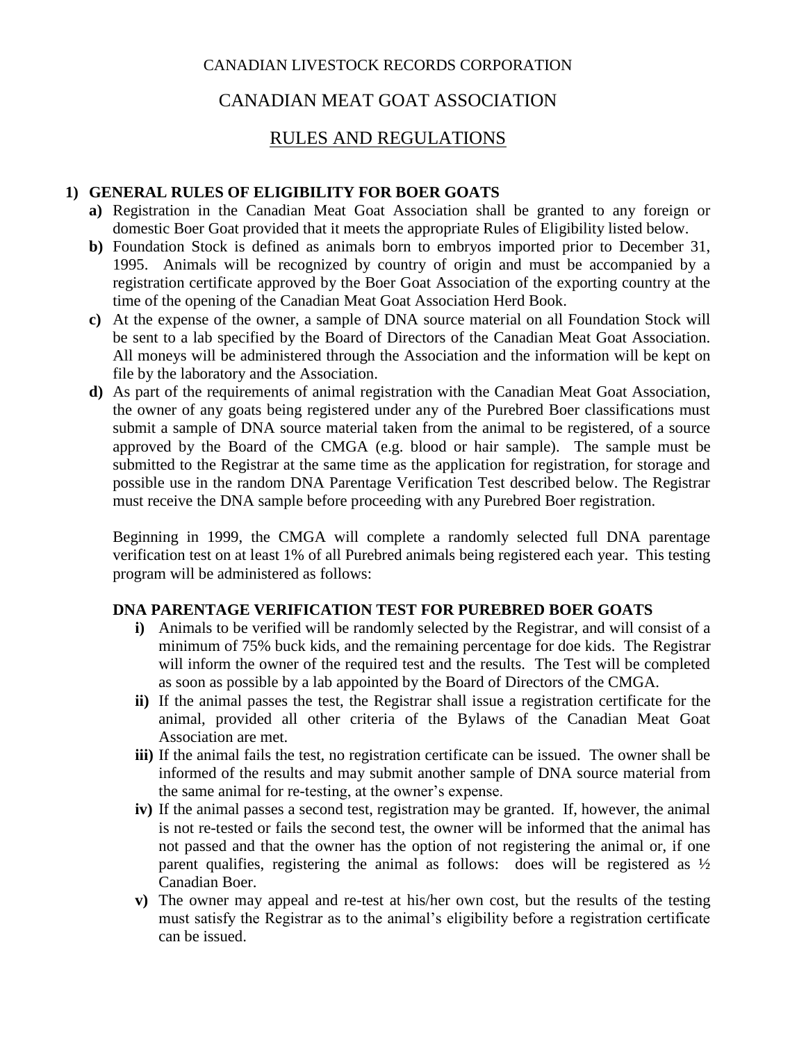CANADIAN LIVESTOCK RECORDS CORPORATION

# CANADIAN MEAT GOAT ASSOCIATION

## RULES AND REGULATIONS

### 1) GENERAL RULES OF ELIGIBILITY FOR BOER GOATS

**a)** Registration in the Canadian Meat Goat Association shall be granted to any foreign or domestic Boer Goat provided that it meets the appropriate Rules of Eligibility listed below.

**b)** Foundation Stock is defined as animals born to embryos imported prior to December 31, 1995. Animals will be recognized by country of origin and must be accompanied by a registration certificate approved by the Boer Goat Association of the exporting country at the time of the opening of the Canadian Meat Goat Association Herd Book.

**c)** At the expense of the owner, a sample of DNA source material on all Foundation Stock will be sent to a lab specified by the Board of Directors of the Canadian Meat Goat Association. All moneys will be administered through the Association and the information will be kept on file by the laboratory and the Association.

**d)** As part of the requirements of animal registration with the Canadian Meat Goat Association, the owner of any goats being registered under any of the Purebred Boer classifications must submit a sample of DNA source material taken from the animal to be registered, of a source approved by the Board of the CMGA (e.g. blood or hair sample). The sample must be submitted to the Registrar at the same time as the application for registration, for storage and possible use in the random DNA Parentage Verification Test described below. The Registrar must receive the DNA sample before proceeding with any Purebred Boer registration.

Beginning in 1999, the CMGA will complete a randomly selected full DNA parentage verification test on at least 1% of all Purebred animals being registered each year. This testing program will be administered as follows:

**DNA PARENTAGE VERIFICATION TEST FOR PUREBRED BOER GOATS**

**i)** Animals to be verified will be randomly selected by the Registrar, and will consist of a minimum of 75% buck kids, and the remaining percentage for doe kids. The Registrar will inform the owner of the required test and the results. The Test will be completed as soon as possible by a lab appointed by the Board of Directors of the CMGA.

**ii)** If the animal passes the test, the Registrar shall issue a registration certificate for the animal, provided all other criteria of the Bylaws of the Canadian Meat Goat Association are met.

**iii)** If the animal fails the test, no registration certificate can be issued. The owner shall be informed of the results and may submit another sample of DNA source material from the same animal for re-testing, at the owner's expense.

**iv)** If the animal passes a second test, registration may be granted. If, however, the animal is not re-tested or fails the second test, the owner will be informed that the animal has not passed and that the owner has the option of not registering the animal or, if one parent qualifies, registering the animal as follows: does will be registered as ½ Canadian Boer.

**v)** The owner may appeal and re-test at his/her own cost, but the results of the testing must satisfy the Registrar as to the animal's eligibility before a registration certificate can be issued.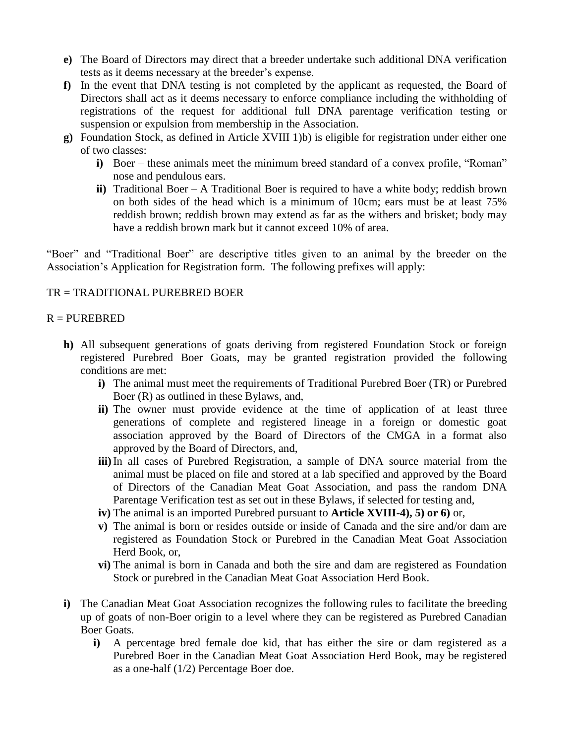**e)** The Board of Directors may direct that a breeder undertake such additional DNA verification tests as it deems necessary at the breeder's expense.

**f)** In the event that DNA testing is not completed by the applicant as requested, the Board of Directors shall act as it deems necessary to enforce compliance including the withholding of registrations of the request for additional full DNA parentage verification testing or suspension or expulsion from membership in the Association.

**g)** Foundation Stock, as defined in Article XVIII 1)b) is eligible for registration under either one of two classes:

- **i)** Boer – these animals meet the minimum breed standard of a convex profile, "Roman" nose and pendulous ears.
- **ii)** Traditional Boer – A Traditional Boer is required to have a white body; reddish brown on both sides of the head which is a minimum of 10cm; ears must be at least 75% reddish brown; reddish brown may extend as far as the withers and brisket; body may have a reddish brown mark but it cannot exceed 10% of area.

"Boer" and "Traditional Boer" are descriptive titles given to an animal by the breeder on the Association's Application for Registration form. The following prefixes will apply:

TR = TRADITIONAL PUREBRED BOER

R = PUREBRED

**h)** All subsequent generations of goats deriving from registered Foundation Stock or foreign registered Purebred Boer Goats, may be granted registration provided the following conditions are met:

- **i)** The animal must meet the requirements of Traditional Purebred Boer (TR) or Purebred Boer (R) as outlined in these Bylaws, and,
- **ii)** The owner must provide evidence at the time of application of at least three generations of complete and registered lineage in a foreign or domestic goat association approved by the Board of Directors of the CMGA in a format also approved by the Board of Directors, and,
- **iii)** In all cases of Purebred Registration, a sample of DNA source material from the animal must be placed on file and stored at a lab specified and approved by the Board of Directors of the Canadian Meat Goat Association, and pass the random DNA Parentage Verification test as set out in these Bylaws, if selected for testing and,
- **iv)** The animal is an imported Purebred pursuant to **Article XVIII-4), 5) or 6)** or,
- **v)** The animal is born or resides outside or inside of Canada and the sire and/or dam are registered as Foundation Stock or Purebred in the Canadian Meat Goat Association Herd Book, or,
- **vi)** The animal is born in Canada and both the sire and dam are registered as Foundation Stock or purebred in the Canadian Meat Goat Association Herd Book.

**i)** The Canadian Meat Goat Association recognizes the following rules to facilitate the breeding up of goats of non-Boer origin to a level where they can be registered as Purebred Canadian Boer Goats.

- **i)** A percentage bred female doe kid, that has either the sire or dam registered as a Purebred Boer in the Canadian Meat Goat Association Herd Book, may be registered as a one-half (1/2) Percentage Boer doe.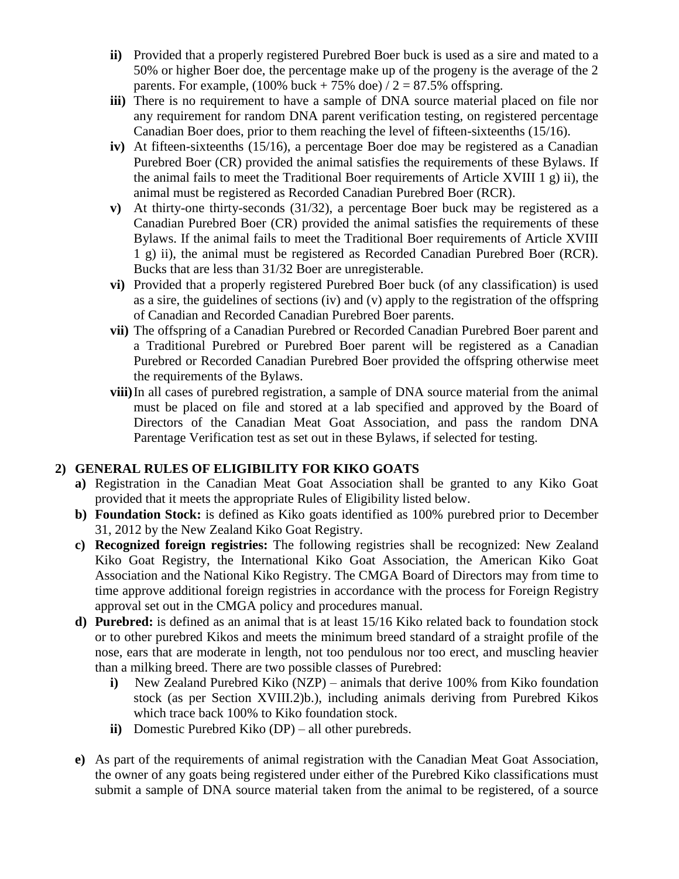ii) Provided that a properly registered Purebred Boer buck is used as a sire and mated to a 50% or higher Boer doe, the percentage make up of the progeny is the average of the 2 parents. For example, (100% buck + 75% doe) / 2 = 87.5% offspring.

iii) There is no requirement to have a sample of DNA source material placed on file nor any requirement for random DNA parent verification testing, on registered percentage Canadian Boer does, prior to them reaching the level of fifteen-sixteenths (15/16).

iv) At fifteen-sixteenths (15/16), a percentage Boer doe may be registered as a Canadian Purebred Boer (CR) provided the animal satisfies the requirements of these Bylaws. If the animal fails to meet the Traditional Boer requirements of Article XVIII 1 g) ii), the animal must be registered as Recorded Canadian Purebred Boer (RCR).

v) At thirty-one thirty-seconds (31/32), a percentage Boer buck may be registered as a Canadian Purebred Boer (CR) provided the animal satisfies the requirements of these Bylaws. If the animal fails to meet the Traditional Boer requirements of Article XVIII 1 g) ii), the animal must be registered as Recorded Canadian Purebred Boer (RCR). Bucks that are less than 31/32 Boer are unregisterable.

vi) Provided that a properly registered Purebred Boer buck (of any classification) is used as a sire, the guidelines of sections (iv) and (v) apply to the registration of the offspring of Canadian and Recorded Canadian Purebred Boer parents.

vii) The offspring of a Canadian Purebred or Recorded Canadian Purebred Boer parent and a Traditional Purebred or Purebred Boer parent will be registered as a Canadian Purebred or Recorded Canadian Purebred Boer provided the offspring otherwise meet the requirements of the Bylaws.

viii) In all cases of purebred registration, a sample of DNA source material from the animal must be placed on file and stored at a lab specified and approved by the Board of Directors of the Canadian Meat Goat Association, and pass the random DNA Parentage Verification test as set out in these Bylaws, if selected for testing.

## 2) GENERAL RULES OF ELIGIBILITY FOR KIKO GOATS

a) Registration in the Canadian Meat Goat Association shall be granted to any Kiko Goat provided that it meets the appropriate Rules of Eligibility listed below.

b) **Foundation Stock:** is defined as Kiko goats identified as 100% purebred prior to December 31, 2012 by the New Zealand Kiko Goat Registry.

c) **Recognized foreign registries:** The following registries shall be recognized: New Zealand Kiko Goat Registry, the International Kiko Goat Association, the American Kiko Goat Association and the National Kiko Registry. The CMGA Board of Directors may from time to time approve additional foreign registries in accordance with the process for Foreign Registry approval set out in the CMGA policy and procedures manual.

d) **Purebred:** is defined as an animal that is at least 15/16 Kiko related back to foundation stock or to other purebred Kikos and meets the minimum breed standard of a straight profile of the nose, ears that are moderate in length, not too pendulous nor too erect, and muscling heavier than a milking breed. There are two possible classes of Purebred:

   i) New Zealand Purebred Kiko (NZP) – animals that derive 100% from Kiko foundation stock (as per Section XVIII.2)b.), including animals deriving from Purebred Kikos which trace back 100% to Kiko foundation stock.

   ii) Domestic Purebred Kiko (DP) – all other purebreds.

e) As part of the requirements of animal registration with the Canadian Meat Goat Association, the owner of any goats being registered under either of the Purebred Kiko classifications must submit a sample of DNA source material taken from the animal to be registered, of a source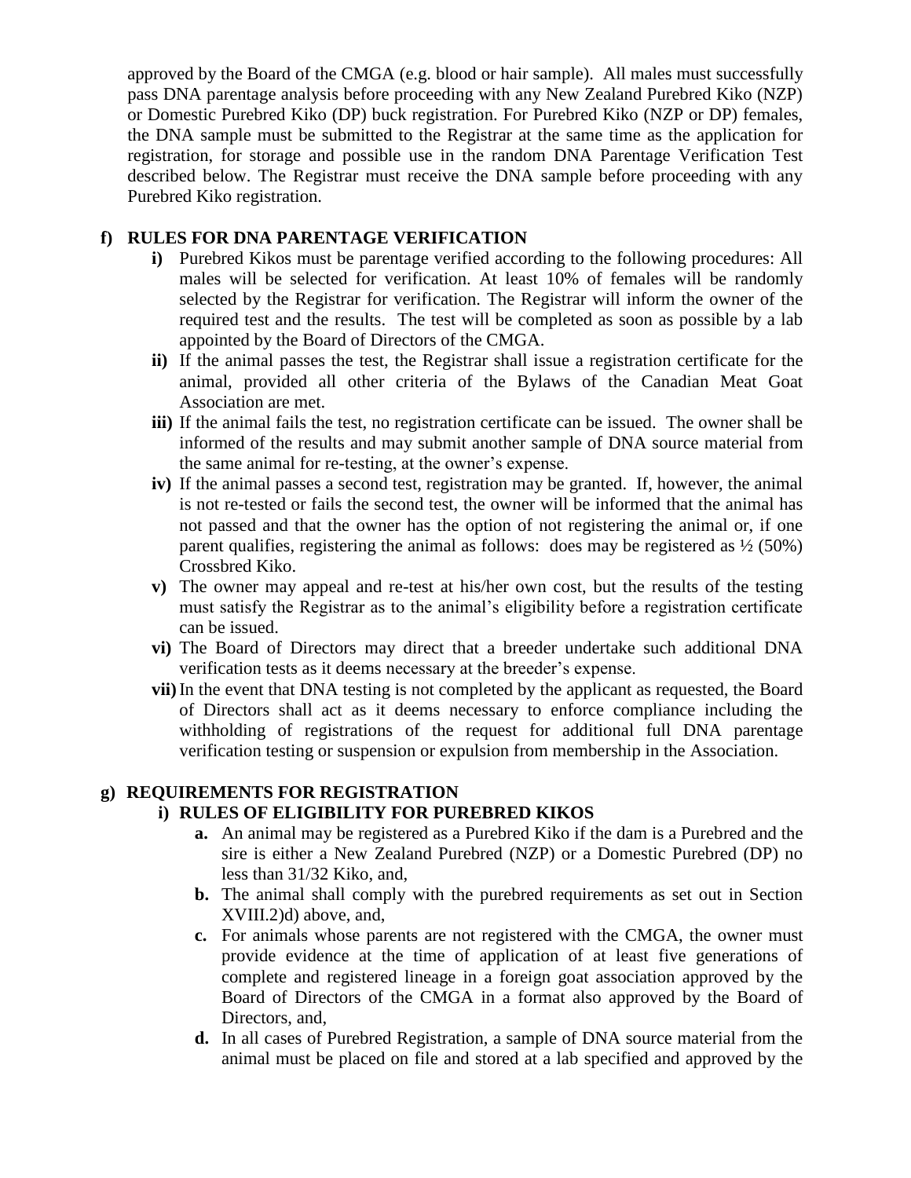approved by the Board of the CMGA (e.g. blood or hair sample). All males must successfully pass DNA parentage analysis before proceeding with any New Zealand Purebred Kiko (NZP) or Domestic Purebred Kiko (DP) buck registration. For Purebred Kiko (NZP or DP) females, the DNA sample must be submitted to the Registrar at the same time as the application for registration, for storage and possible use in the random DNA Parentage Verification Test described below. The Registrar must receive the DNA sample before proceeding with any Purebred Kiko registration.

**f) RULES FOR DNA PARENTAGE VERIFICATION**

- **i)** Purebred Kikos must be parentage verified according to the following procedures: All males will be selected for verification. At least 10% of females will be randomly selected by the Registrar for verification. The Registrar will inform the owner of the required test and the results. The test will be completed as soon as possible by a lab appointed by the Board of Directors of the CMGA.
- **ii)** If the animal passes the test, the Registrar shall issue a registration certificate for the animal, provided all other criteria of the Bylaws of the Canadian Meat Goat Association are met.
- **iii)** If the animal fails the test, no registration certificate can be issued. The owner shall be informed of the results and may submit another sample of DNA source material from the same animal for re-testing, at the owner's expense.
- **iv)** If the animal passes a second test, registration may be granted. If, however, the animal is not re-tested or fails the second test, the owner will be informed that the animal has not passed and that the owner has the option of not registering the animal or, if one parent qualifies, registering the animal as follows: does may be registered as ½ (50%) Crossbred Kiko.
- **v)** The owner may appeal and re-test at his/her own cost, but the results of the testing must satisfy the Registrar as to the animal's eligibility before a registration certificate can be issued.
- **vi)** The Board of Directors may direct that a breeder undertake such additional DNA verification tests as it deems necessary at the breeder's expense.
- **vii)** In the event that DNA testing is not completed by the applicant as requested, the Board of Directors shall act as it deems necessary to enforce compliance including the withholding of registrations of the request for additional full DNA parentage verification testing or suspension or expulsion from membership in the Association.

**g) REQUIREMENTS FOR REGISTRATION**

**i) RULES OF ELIGIBILITY FOR PUREBRED KIKOS**

- **a.** An animal may be registered as a Purebred Kiko if the dam is a Purebred and the sire is either a New Zealand Purebred (NZP) or a Domestic Purebred (DP) no less than 31/32 Kiko, and,
- **b.** The animal shall comply with the purebred requirements as set out in Section XVIII.2)d) above, and,
- **c.** For animals whose parents are not registered with the CMGA, the owner must provide evidence at the time of application of at least five generations of complete and registered lineage in a foreign goat association approved by the Board of Directors of the CMGA in a format also approved by the Board of Directors, and,
- **d.** In all cases of Purebred Registration, a sample of DNA source material from the animal must be placed on file and stored at a lab specified and approved by the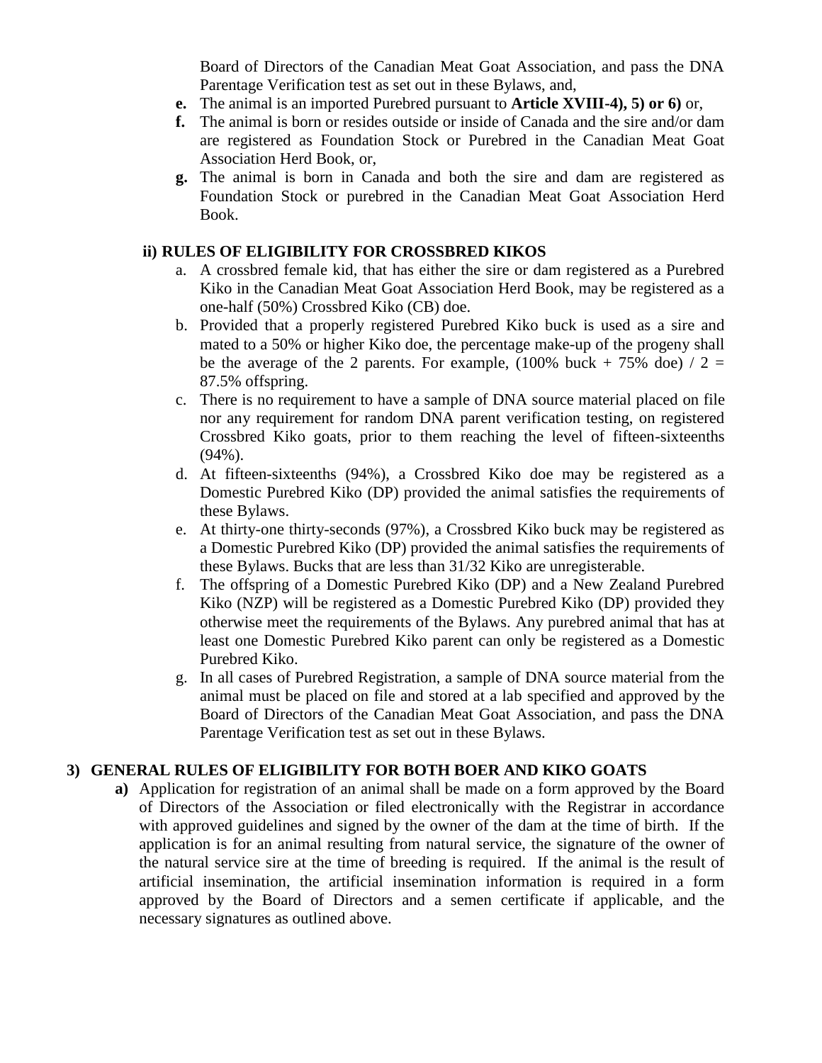Board of Directors of the Canadian Meat Goat Association, and pass the DNA Parentage Verification test as set out in these Bylaws, and,

- **e.** The animal is an imported Purebred pursuant to **Article XVIII-4), 5) or 6)** or,
- **f.** The animal is born or resides outside or inside of Canada and the sire and/or dam are registered as Foundation Stock or Purebred in the Canadian Meat Goat Association Herd Book, or,
- **g.** The animal is born in Canada and both the sire and dam are registered as Foundation Stock or purebred in the Canadian Meat Goat Association Herd Book.

### ii) RULES OF ELIGIBILITY FOR CROSSBRED KIKOS

a. A crossbred female kid, that has either the sire or dam registered as a Purebred Kiko in the Canadian Meat Goat Association Herd Book, may be registered as a one-half (50%) Crossbred Kiko (CB) doe.

b. Provided that a properly registered Purebred Kiko buck is used as a sire and mated to a 50% or higher Kiko doe, the percentage make-up of the progeny shall be the average of the 2 parents. For example, (100% buck + 75% doe) / 2 = 87.5% offspring.

c. There is no requirement to have a sample of DNA source material placed on file nor any requirement for random DNA parent verification testing, on registered Crossbred Kiko goats, prior to them reaching the level of fifteen-sixteenths (94%).

d. At fifteen-sixteenths (94%), a Crossbred Kiko doe may be registered as a Domestic Purebred Kiko (DP) provided the animal satisfies the requirements of these Bylaws.

e. At thirty-one thirty-seconds (97%), a Crossbred Kiko buck may be registered as a Domestic Purebred Kiko (DP) provided the animal satisfies the requirements of these Bylaws. Bucks that are less than 31/32 Kiko are unregisterable.

f. The offspring of a Domestic Purebred Kiko (DP) and a New Zealand Purebred Kiko (NZP) will be registered as a Domestic Purebred Kiko (DP) provided they otherwise meet the requirements of the Bylaws. Any purebred animal that has at least one Domestic Purebred Kiko parent can only be registered as a Domestic Purebred Kiko.

g. In all cases of Purebred Registration, a sample of DNA source material from the animal must be placed on file and stored at a lab specified and approved by the Board of Directors of the Canadian Meat Goat Association, and pass the DNA Parentage Verification test as set out in these Bylaws.

## 3) GENERAL RULES OF ELIGIBILITY FOR BOTH BOER AND KIKO GOATS

**a)** Application for registration of an animal shall be made on a form approved by the Board of Directors of the Association or filed electronically with the Registrar in accordance with approved guidelines and signed by the owner of the dam at the time of birth. If the application is for an animal resulting from natural service, the signature of the owner of the natural service sire at the time of breeding is required. If the animal is the result of artificial insemination, the artificial insemination information is required in a form approved by the Board of Directors and a semen certificate if applicable, and the necessary signatures as outlined above.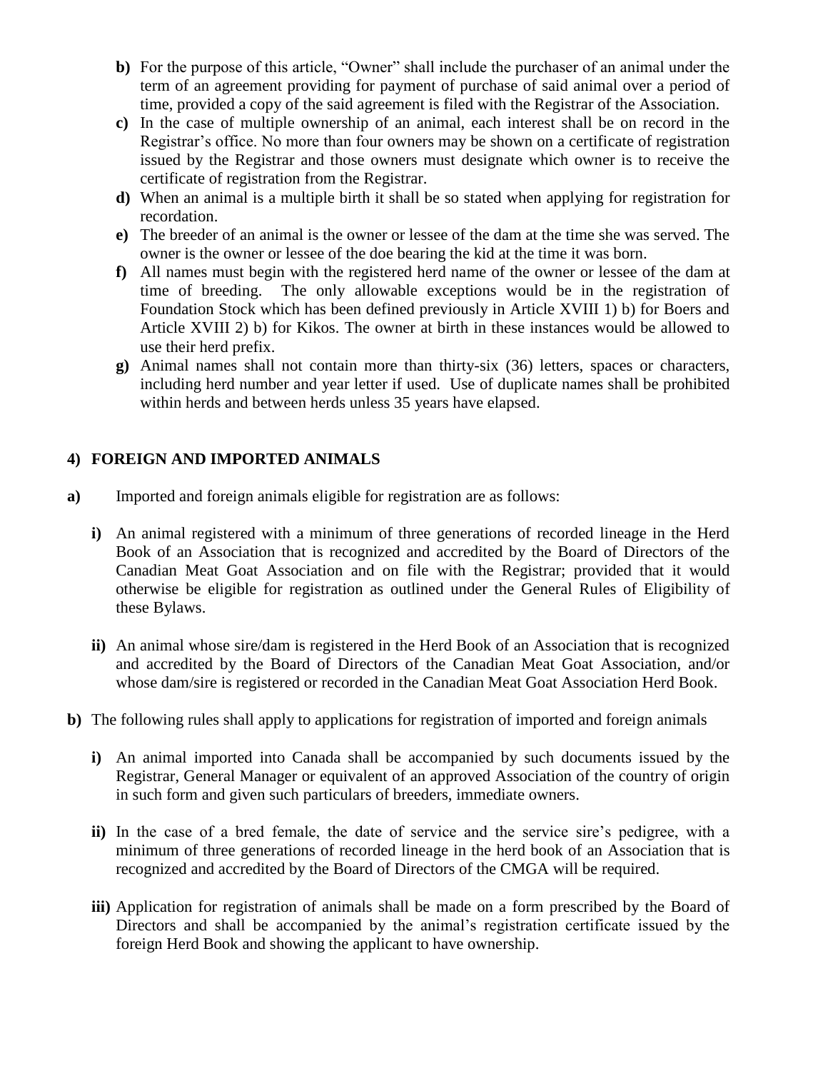- **b)** For the purpose of this article, "Owner" shall include the purchaser of an animal under the term of an agreement providing for payment of purchase of said animal over a period of time, provided a copy of the said agreement is filed with the Registrar of the Association.
- **c)** In the case of multiple ownership of an animal, each interest shall be on record in the Registrar's office. No more than four owners may be shown on a certificate of registration issued by the Registrar and those owners must designate which owner is to receive the certificate of registration from the Registrar.
- **d)** When an animal is a multiple birth it shall be so stated when applying for registration for recordation.
- **e)** The breeder of an animal is the owner or lessee of the dam at the time she was served. The owner is the owner or lessee of the doe bearing the kid at the time it was born.
- **f)** All names must begin with the registered herd name of the owner or lessee of the dam at time of breeding. The only allowable exceptions would be in the registration of Foundation Stock which has been defined previously in Article XVIII 1) b) for Boers and Article XVIII 2) b) for Kikos. The owner at birth in these instances would be allowed to use their herd prefix.
- **g)** Animal names shall not contain more than thirty-six (36) letters, spaces or characters, including herd number and year letter if used. Use of duplicate names shall be prohibited within herds and between herds unless 35 years have elapsed.

## 4) FOREIGN AND IMPORTED ANIMALS

**a)** Imported and foreign animals eligible for registration are as follows:

- **i)** An animal registered with a minimum of three generations of recorded lineage in the Herd Book of an Association that is recognized and accredited by the Board of Directors of the Canadian Meat Goat Association and on file with the Registrar; provided that it would otherwise be eligible for registration as outlined under the General Rules of Eligibility of these Bylaws.

- **ii)** An animal whose sire/dam is registered in the Herd Book of an Association that is recognized and accredited by the Board of Directors of the Canadian Meat Goat Association, and/or whose dam/sire is registered or recorded in the Canadian Meat Goat Association Herd Book.

**b)** The following rules shall apply to applications for registration of imported and foreign animals

- **i)** An animal imported into Canada shall be accompanied by such documents issued by the Registrar, General Manager or equivalent of an approved Association of the country of origin in such form and given such particulars of breeders, immediate owners.

- **ii)** In the case of a bred female, the date of service and the service sire's pedigree, with a minimum of three generations of recorded lineage in the herd book of an Association that is recognized and accredited by the Board of Directors of the CMGA will be required.

- **iii)** Application for registration of animals shall be made on a form prescribed by the Board of Directors and shall be accompanied by the animal's registration certificate issued by the foreign Herd Book and showing the applicant to have ownership.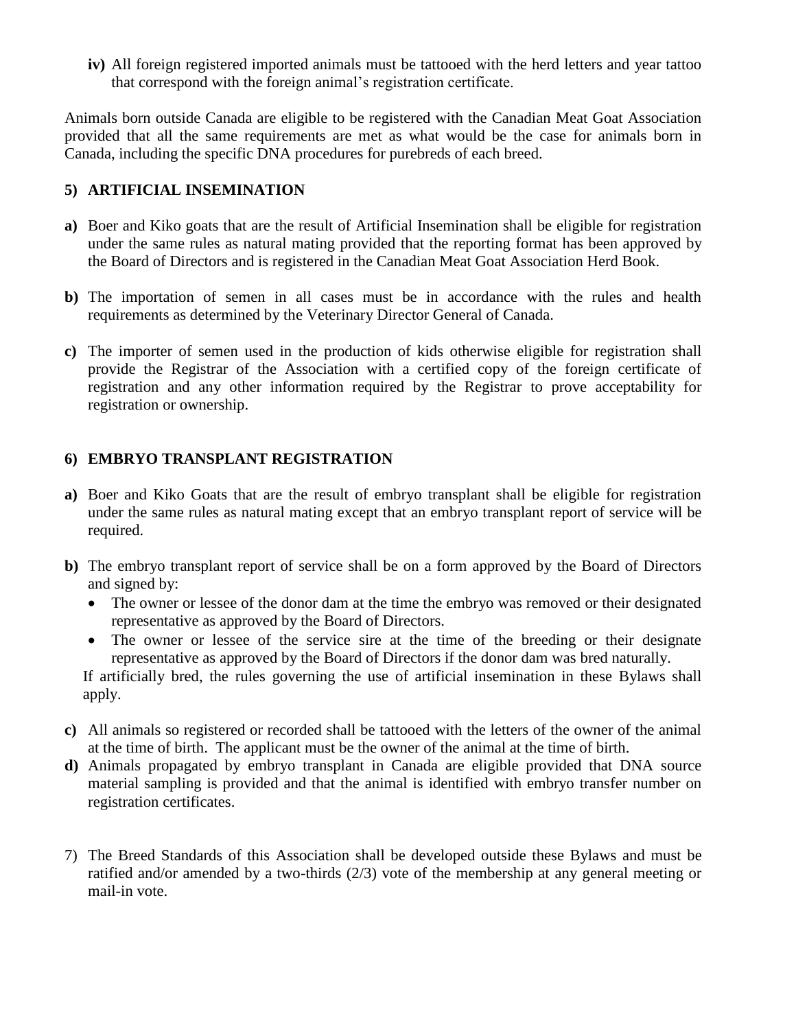**iv)** All foreign registered imported animals must be tattooed with the herd letters and year tattoo that correspond with the foreign animal's registration certificate.

Animals born outside Canada are eligible to be registered with the Canadian Meat Goat Association provided that all the same requirements are met as what would be the case for animals born in Canada, including the specific DNA procedures for purebreds of each breed.

## 5) ARTIFICIAL INSEMINATION

**a)** Boer and Kiko goats that are the result of Artificial Insemination shall be eligible for registration under the same rules as natural mating provided that the reporting format has been approved by the Board of Directors and is registered in the Canadian Meat Goat Association Herd Book.

**b)** The importation of semen in all cases must be in accordance with the rules and health requirements as determined by the Veterinary Director General of Canada.

**c)** The importer of semen used in the production of kids otherwise eligible for registration shall provide the Registrar of the Association with a certified copy of the foreign certificate of registration and any other information required by the Registrar to prove acceptability for registration or ownership.

## 6) EMBRYO TRANSPLANT REGISTRATION

**a)** Boer and Kiko Goats that are the result of embryo transplant shall be eligible for registration under the same rules as natural mating except that an embryo transplant report of service will be required.

**b)** The embryo transplant report of service shall be on a form approved by the Board of Directors and signed by:

- The owner or lessee of the donor dam at the time the embryo was removed or their designated representative as approved by the Board of Directors.
- The owner or lessee of the service sire at the time of the breeding or their designate representative as approved by the Board of Directors if the donor dam was bred naturally.

If artificially bred, the rules governing the use of artificial insemination in these Bylaws shall apply.

**c)** All animals so registered or recorded shall be tattooed with the letters of the owner of the animal at the time of birth. The applicant must be the owner of the animal at the time of birth.

**d)** Animals propagated by embryo transplant in Canada are eligible provided that DNA source material sampling is provided and that the animal is identified with embryo transfer number on registration certificates.

7) The Breed Standards of this Association shall be developed outside these Bylaws and must be ratified and/or amended by a two-thirds (2/3) vote of the membership at any general meeting or mail-in vote.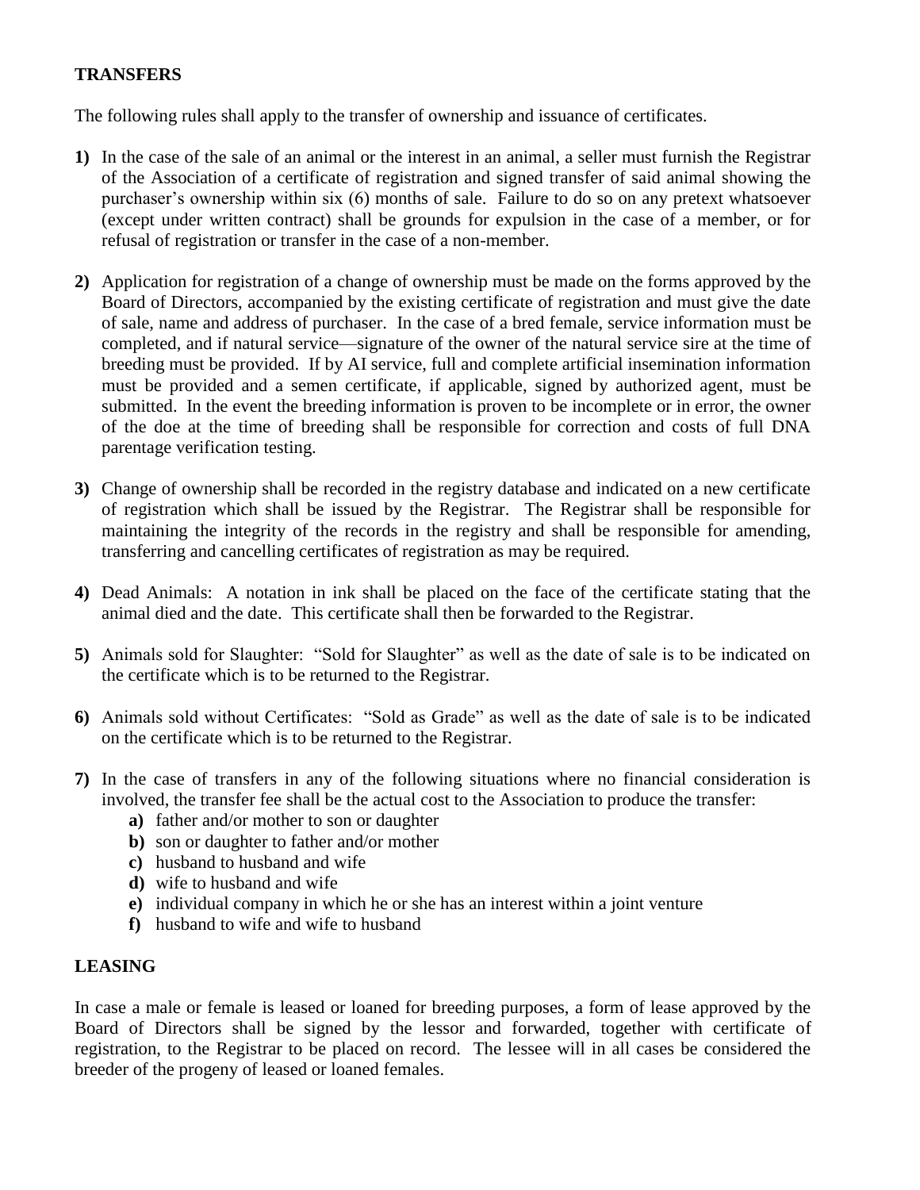**TRANSFERS**

The following rules shall apply to the transfer of ownership and issuance of certificates.

**1)** In the case of the sale of an animal or the interest in an animal, a seller must furnish the Registrar of the Association of a certificate of registration and signed transfer of said animal showing the purchaser's ownership within six (6) months of sale. Failure to do so on any pretext whatsoever (except under written contract) shall be grounds for expulsion in the case of a member, or for refusal of registration or transfer in the case of a non-member.

**2)** Application for registration of a change of ownership must be made on the forms approved by the Board of Directors, accompanied by the existing certificate of registration and must give the date of sale, name and address of purchaser. In the case of a bred female, service information must be completed, and if natural service—signature of the owner of the natural service sire at the time of breeding must be provided. If by AI service, full and complete artificial insemination information must be provided and a semen certificate, if applicable, signed by authorized agent, must be submitted. In the event the breeding information is proven to be incomplete or in error, the owner of the doe at the time of breeding shall be responsible for correction and costs of full DNA parentage verification testing.

**3)** Change of ownership shall be recorded in the registry database and indicated on a new certificate of registration which shall be issued by the Registrar. The Registrar shall be responsible for maintaining the integrity of the records in the registry and shall be responsible for amending, transferring and cancelling certificates of registration as may be required.

**4)** Dead Animals: A notation in ink shall be placed on the face of the certificate stating that the animal died and the date. This certificate shall then be forwarded to the Registrar.

**5)** Animals sold for Slaughter: "Sold for Slaughter" as well as the date of sale is to be indicated on the certificate which is to be returned to the Registrar.

**6)** Animals sold without Certificates: "Sold as Grade" as well as the date of sale is to be indicated on the certificate which is to be returned to the Registrar.

**7)** In the case of transfers in any of the following situations where no financial consideration is involved, the transfer fee shall be the actual cost to the Association to produce the transfer:
   - **a)** father and/or mother to son or daughter
   - **b)** son or daughter to father and/or mother
   - **c)** husband to husband and wife
   - **d)** wife to husband and wife
   - **e)** individual company in which he or she has an interest within a joint venture
   - **f)** husband to wife and wife to husband

**LEASING**

In case a male or female is leased or loaned for breeding purposes, a form of lease approved by the Board of Directors shall be signed by the lessor and forwarded, together with certificate of registration, to the Registrar to be placed on record. The lessee will in all cases be considered the breeder of the progeny of leased or loaned females.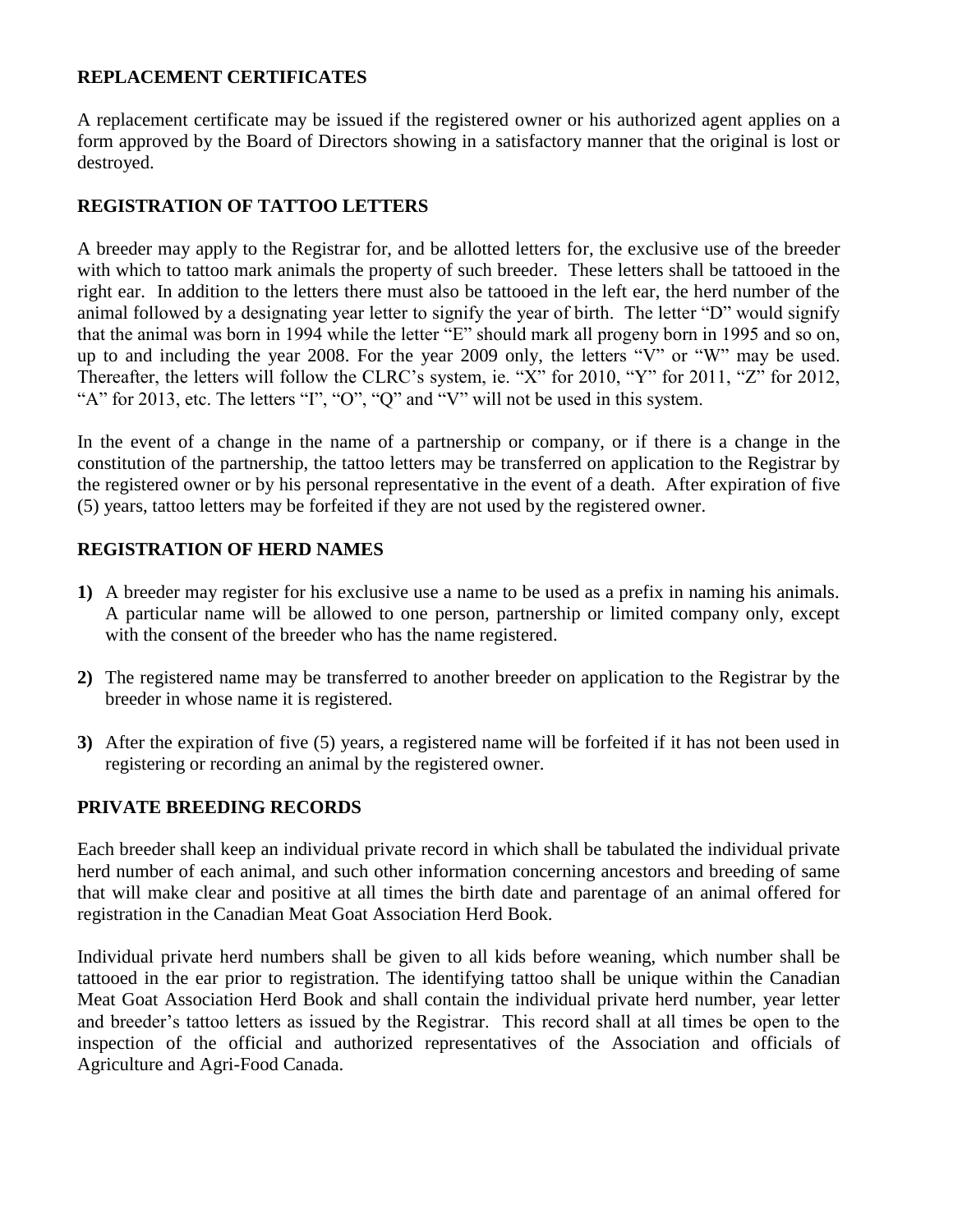**REPLACEMENT CERTIFICATES**

A replacement certificate may be issued if the registered owner or his authorized agent applies on a form approved by the Board of Directors showing in a satisfactory manner that the original is lost or destroyed.

**REGISTRATION OF TATTOO LETTERS**

A breeder may apply to the Registrar for, and be allotted letters for, the exclusive use of the breeder with which to tattoo mark animals the property of such breeder. These letters shall be tattooed in the right ear. In addition to the letters there must also be tattooed in the left ear, the herd number of the animal followed by a designating year letter to signify the year of birth. The letter "D" would signify that the animal was born in 1994 while the letter "E" should mark all progeny born in 1995 and so on, up to and including the year 2008. For the year 2009 only, the letters "V" or "W" may be used. Thereafter, the letters will follow the CLRC's system, ie. "X" for 2010, "Y" for 2011, "Z" for 2012, "A" for 2013, etc. The letters "I", "O", "Q" and "V" will not be used in this system.

In the event of a change in the name of a partnership or company, or if there is a change in the constitution of the partnership, the tattoo letters may be transferred on application to the Registrar by the registered owner or by his personal representative in the event of a death. After expiration of five (5) years, tattoo letters may be forfeited if they are not used by the registered owner.

**REGISTRATION OF HERD NAMES**

**1)** A breeder may register for his exclusive use a name to be used as a prefix in naming his animals. A particular name will be allowed to one person, partnership or limited company only, except with the consent of the breeder who has the name registered.

**2)** The registered name may be transferred to another breeder on application to the Registrar by the breeder in whose name it is registered.

**3)** After the expiration of five (5) years, a registered name will be forfeited if it has not been used in registering or recording an animal by the registered owner.

**PRIVATE BREEDING RECORDS**

Each breeder shall keep an individual private record in which shall be tabulated the individual private herd number of each animal, and such other information concerning ancestors and breeding of same that will make clear and positive at all times the birth date and parentage of an animal offered for registration in the Canadian Meat Goat Association Herd Book.

Individual private herd numbers shall be given to all kids before weaning, which number shall be tattooed in the ear prior to registration. The identifying tattoo shall be unique within the Canadian Meat Goat Association Herd Book and shall contain the individual private herd number, year letter and breeder's tattoo letters as issued by the Registrar. This record shall at all times be open to the inspection of the official and authorized representatives of the Association and officials of Agriculture and Agri-Food Canada.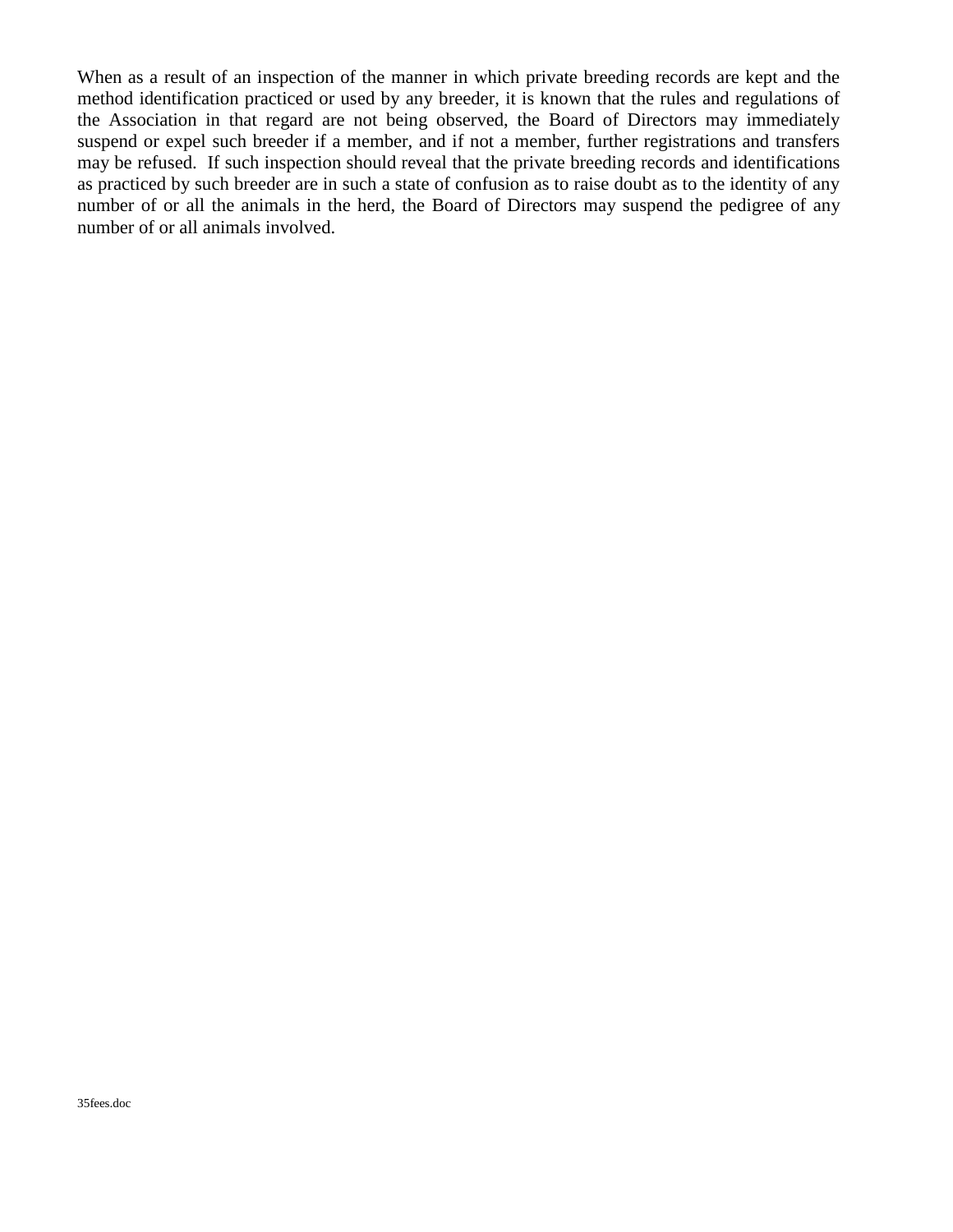When as a result of an inspection of the manner in which private breeding records are kept and the method identification practiced or used by any breeder, it is known that the rules and regulations of the Association in that regard are not being observed, the Board of Directors may immediately suspend or expel such breeder if a member, and if not a member, further registrations and transfers may be refused. If such inspection should reveal that the private breeding records and identifications as practiced by such breeder are in such a state of confusion as to raise doubt as to the identity of any number of or all the animals in the herd, the Board of Directors may suspend the pedigree of any number of or all animals involved.